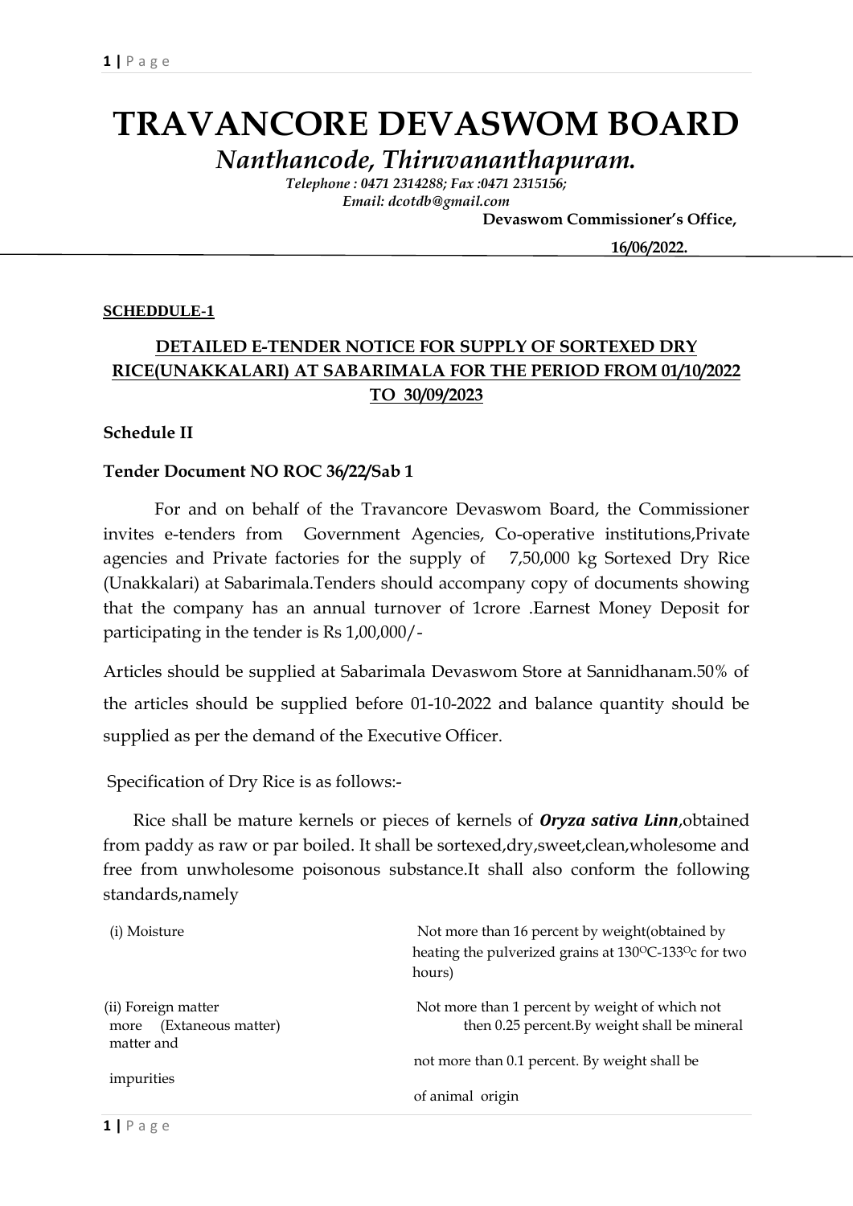# TRAVANCORE DEVASWOM BOARD

*Nanthancode, Thiruvananthapuram.*

*Telephone : 0471 2314288; Fax :0471 2315156;*
*Email: dcotdb@gmail.com*

**Devaswom Commissioner's Office,**

**16/06/2022.**

**SCHEDDULE-1**

## DETAILED E-TENDER NOTICE FOR SUPPLY OF SORTEXED DRY RICE(UNAKKALARI) AT SABARIMALA FOR THE PERIOD FROM 01/10/2022 TO 30/09/2023

**Schedule II**

**Tender Document NO ROC 36/22/Sab 1**

For and on behalf of the Travancore Devaswom Board, the Commissioner invites e-tenders from Government Agencies, Co-operative institutions,Private agencies and Private factories for the supply of 7,50,000 kg Sortexed Dry Rice (Unakkalari) at Sabarimala.Tenders should accompany copy of documents showing that the company has an annual turnover of 1crore .Earnest Money Deposit for participating in the tender is Rs 1,00,000/-

Articles should be supplied at Sabarimala Devaswom Store at Sannidhanam.50% of the articles should be supplied before 01-10-2022 and balance quantity should be supplied as per the demand of the Executive Officer.

Specification of Dry Rice is as follows:-

Rice shall be mature kernels or pieces of kernels of ***Oryza sativa Linn***,obtained from paddy as raw or par boiled. It shall be sortexed,dry,sweet,clean,wholesome and free from unwholesome poisonous substance.It shall also conform the following standards,namely

| | |
|---|---|
| (i) Moisture | Not more than 16 percent by weight(obtained by heating the pulverized grains at 130$^{O}$C-133$^{O}$c for two hours) |
| (ii) Foreign matter more (Extaneous matter) matter and impurities | Not more than 1 percent by weight of which not then 0.25 percent.By weight shall be mineral not more than 0.1 percent. By weight shall be of animal origin |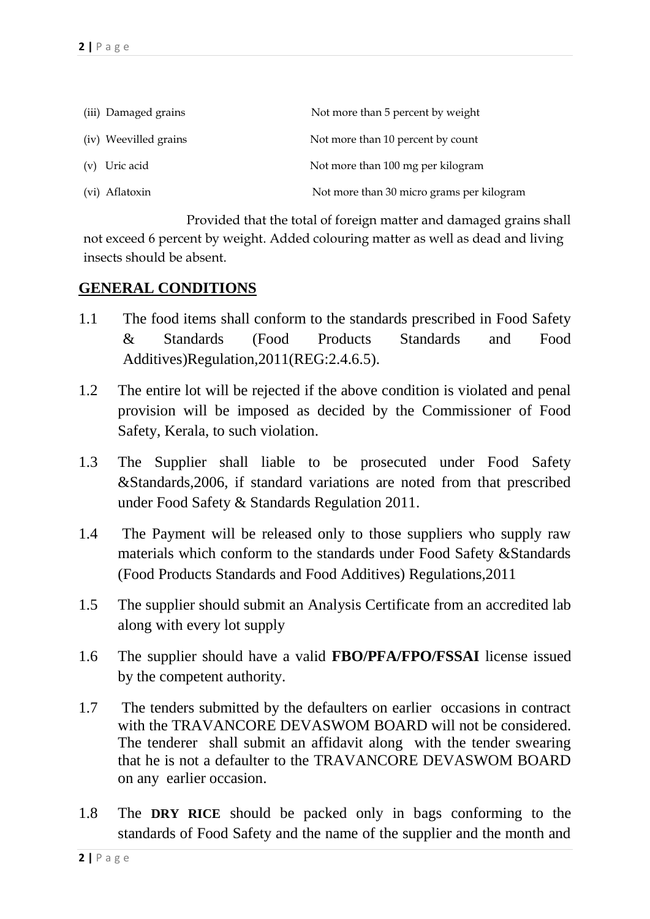| | |
|---|---|
| (iii) Damaged grains | Not more than 5 percent by weight |
| (iv) Weevilled grains | Not more than 10 percent by count |
| (v) Uric acid | Not more than 100 mg per kilogram |
| (vi) Aflatoxin | Not more than 30 micro grams per kilogram |

Provided that the total of foreign matter and damaged grains shall not exceed 6 percent by weight. Added colouring matter as well as dead and living insects should be absent.

## GENERAL CONDITIONS

1.1 The food items shall conform to the standards prescribed in Food Safety & Standards (Food Products Standards and Food Additives)Regulation,2011(REG:2.4.6.5).

1.2 The entire lot will be rejected if the above condition is violated and penal provision will be imposed as decided by the Commissioner of Food Safety, Kerala, to such violation.

1.3 The Supplier shall liable to be prosecuted under Food Safety &Standards,2006, if standard variations are noted from that prescribed under Food Safety & Standards Regulation 2011.

1.4 The Payment will be released only to those suppliers who supply raw materials which conform to the standards under Food Safety &Standards (Food Products Standards and Food Additives) Regulations,2011

1.5 The supplier should submit an Analysis Certificate from an accredited lab along with every lot supply

1.6 The supplier should have a valid **FBO/PFA/FPO/FSSAI** license issued by the competent authority.

1.7 The tenders submitted by the defaulters on earlier occasions in contract with the TRAVANCORE DEVASWOM BOARD will not be considered. The tenderer shall submit an affidavit along with the tender swearing that he is not a defaulter to the TRAVANCORE DEVASWOM BOARD on any earlier occasion.

1.8 The **DRY RICE** should be packed only in bags conforming to the standards of Food Safety and the name of the supplier and the month and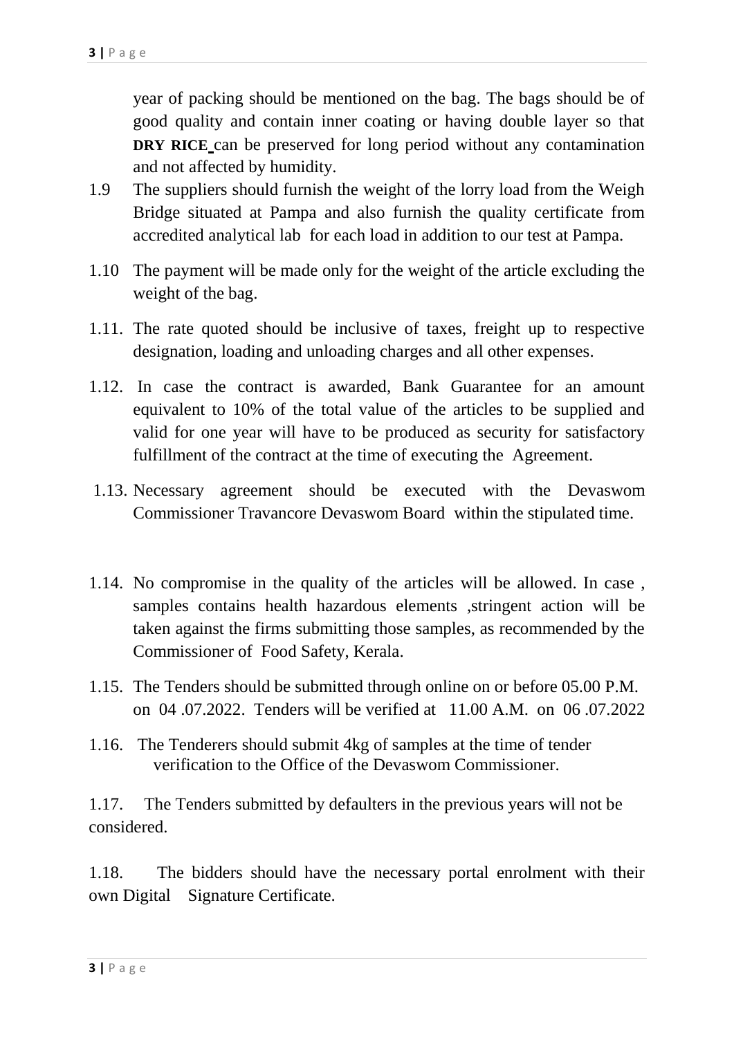year of packing should be mentioned on the bag. The bags should be of good quality and contain inner coating or having double layer so that **DRY RICE** can be preserved for long period without any contamination and not affected by humidity.

1.9 The suppliers should furnish the weight of the lorry load from the Weigh Bridge situated at Pampa and also furnish the quality certificate from accredited analytical lab for each load in addition to our test at Pampa.

1.10 The payment will be made only for the weight of the article excluding the weight of the bag.

1.11. The rate quoted should be inclusive of taxes, freight up to respective designation, loading and unloading charges and all other expenses.

1.12. In case the contract is awarded, Bank Guarantee for an amount equivalent to 10% of the total value of the articles to be supplied and valid for one year will have to be produced as security for satisfactory fulfillment of the contract at the time of executing the Agreement.

1.13. Necessary agreement should be executed with the Devaswom Commissioner Travancore Devaswom Board within the stipulated time.

1.14. No compromise in the quality of the articles will be allowed. In case , samples contains health hazardous elements ,stringent action will be taken against the firms submitting those samples, as recommended by the Commissioner of Food Safety, Kerala.

1.15. The Tenders should be submitted through online on or before 05.00 P.M. on 04 .07.2022. Tenders will be verified at 11.00 A.M. on 06 .07.2022

1.16. The Tenderers should submit 4kg of samples at the time of tender verification to the Office of the Devaswom Commissioner.

1.17. The Tenders submitted by defaulters in the previous years will not be considered.

1.18. The bidders should have the necessary portal enrolment with their own Digital Signature Certificate.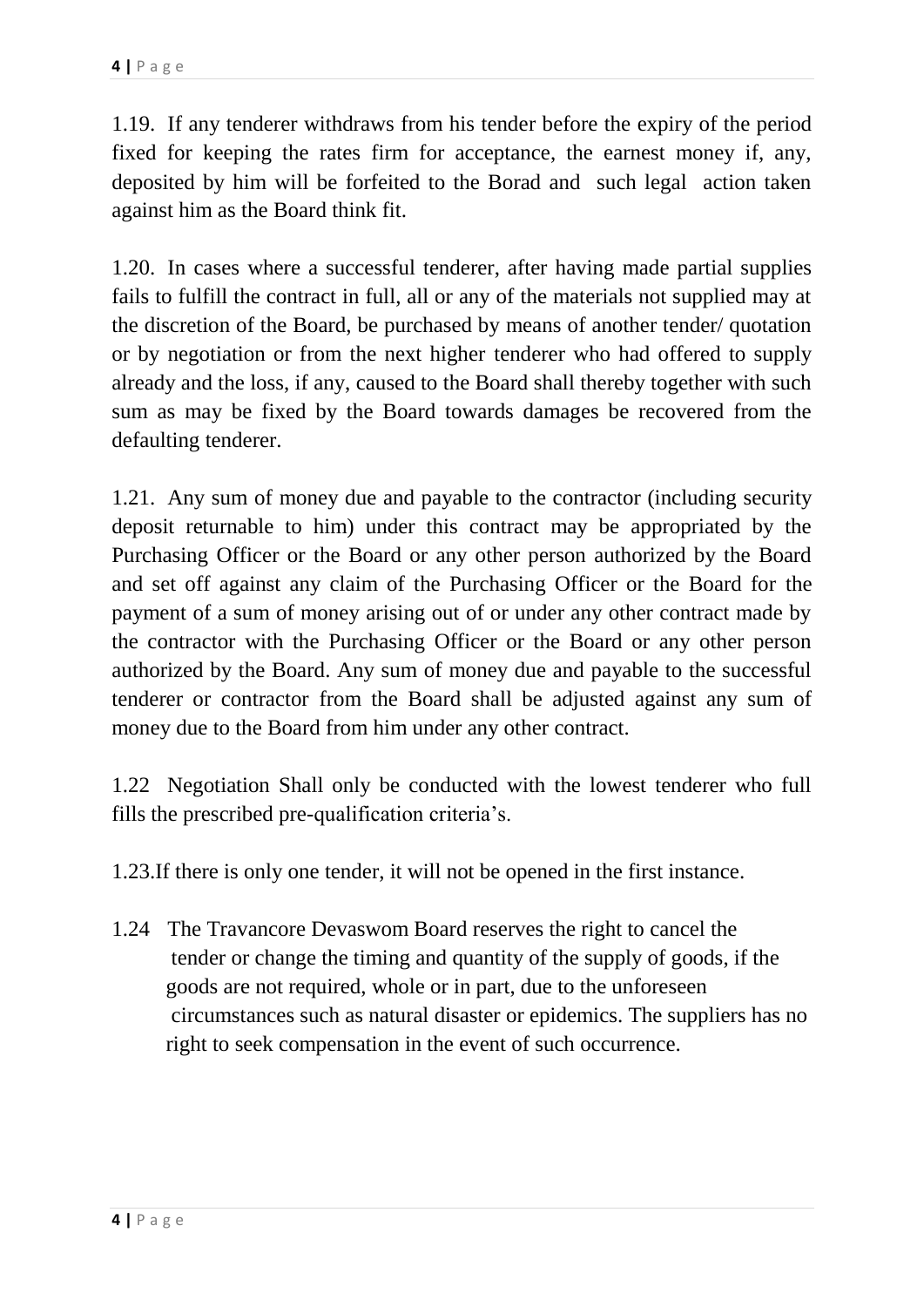1.19. If any tenderer withdraws from his tender before the expiry of the period fixed for keeping the rates firm for acceptance, the earnest money if, any, deposited by him will be forfeited to the Borad and such legal action taken against him as the Board think fit.

1.20. In cases where a successful tenderer, after having made partial supplies fails to fulfill the contract in full, all or any of the materials not supplied may at the discretion of the Board, be purchased by means of another tender/ quotation or by negotiation or from the next higher tenderer who had offered to supply already and the loss, if any, caused to the Board shall thereby together with such sum as may be fixed by the Board towards damages be recovered from the defaulting tenderer.

1.21. Any sum of money due and payable to the contractor (including security deposit returnable to him) under this contract may be appropriated by the Purchasing Officer or the Board or any other person authorized by the Board and set off against any claim of the Purchasing Officer or the Board for the payment of a sum of money arising out of or under any other contract made by the contractor with the Purchasing Officer or the Board or any other person authorized by the Board. Any sum of money due and payable to the successful tenderer or contractor from the Board shall be adjusted against any sum of money due to the Board from him under any other contract.

1.22 Negotiation Shall only be conducted with the lowest tenderer who full fills the prescribed pre-qualification criteria's.

1.23.If there is only one tender, it will not be opened in the first instance.

1.24 The Travancore Devaswom Board reserves the right to cancel the tender or change the timing and quantity of the supply of goods, if the goods are not required, whole or in part, due to the unforeseen circumstances such as natural disaster or epidemics. The suppliers has no right to seek compensation in the event of such occurrence.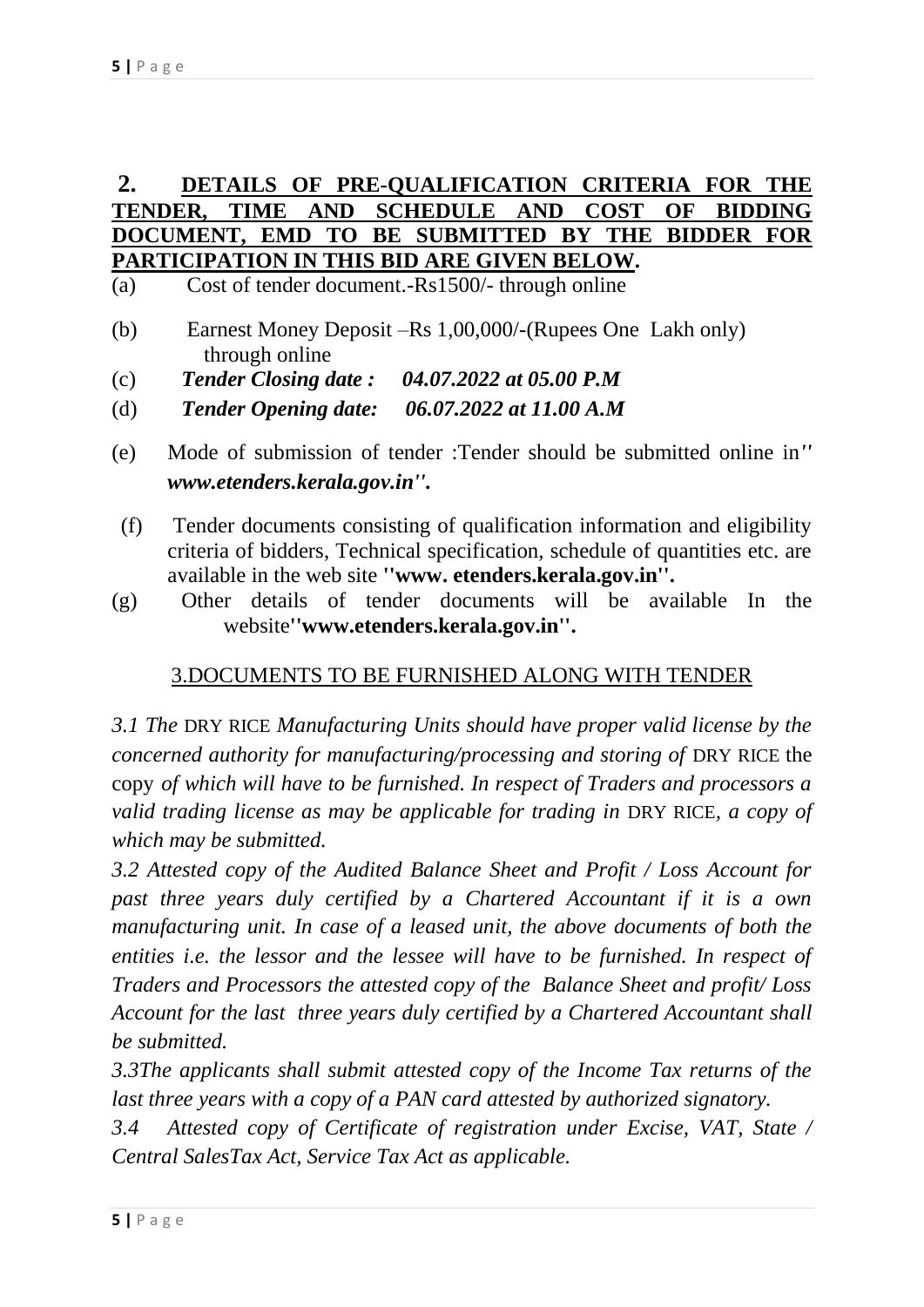## 2. DETAILS OF PRE-QUALIFICATION CRITERIA FOR THE TENDER, TIME AND SCHEDULE AND COST OF BIDDING DOCUMENT, EMD TO BE SUBMITTED BY THE BIDDER FOR PARTICIPATION IN THIS BID ARE GIVEN BELOW.

(a) Cost of tender document.-Rs1500/- through online

(b) Earnest Money Deposit –Rs 1,00,000/-(Rupees One Lakh only) through online

(c) ***Tender Closing date : 04.07.2022 at 05.00 P.M***

(d) ***Tender Opening date: 06.07.2022 at 11.00 A.M***

(e) Mode of submission of tender :Tender should be submitted online in*'' **www.etenders.kerala.gov.in''.***

(f) Tender documents consisting of qualification information and eligibility criteria of bidders, Technical specification, schedule of quantities etc. are available in the web site **''www. etenders.kerala.gov.in''.**

(g) Other details of tender documents will be available In the website**''www.etenders.kerala.gov.in''.**

### 3.DOCUMENTS TO BE FURNISHED ALONG WITH TENDER

*3.1 The* DRY RICE *Manufacturing Units should have proper valid license by the concerned authority for manufacturing/processing and storing of* DRY RICE the copy *of which will have to be furnished. In respect of Traders and processors a valid trading license as may be applicable for trading in* DRY RICE*, a copy of which may be submitted.*

*3.2 Attested copy of the Audited Balance Sheet and Profit / Loss Account for past three years duly certified by a Chartered Accountant if it is a own manufacturing unit. In case of a leased unit, the above documents of both the entities i.e. the lessor and the lessee will have to be furnished. In respect of Traders and Processors the attested copy of the Balance Sheet and profit/ Loss Account for the last three years duly certified by a Chartered Accountant shall be submitted.*

*3.3The applicants shall submit attested copy of the Income Tax returns of the last three years with a copy of a PAN card attested by authorized signatory.*

*3.4 Attested copy of Certificate of registration under Excise, VAT, State / Central SalesTax Act, Service Tax Act as applicable.*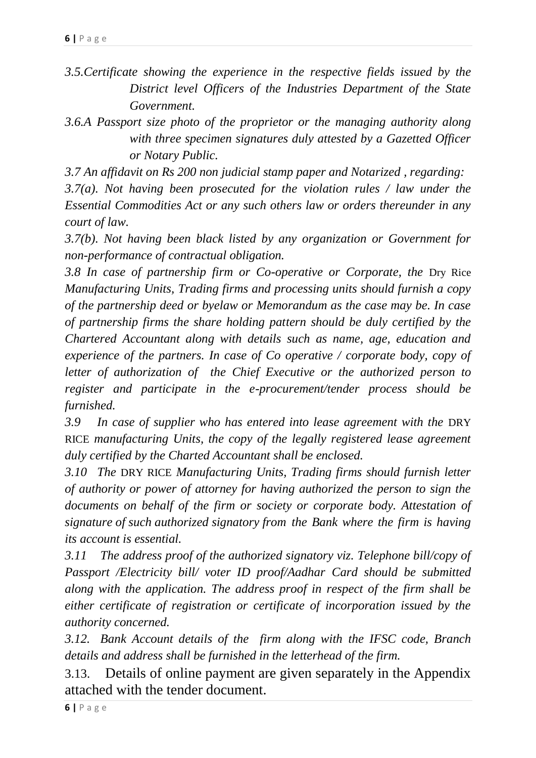*3.5.Certificate showing the experience in the respective fields issued by the District level Officers of the Industries Department of the State Government.*

*3.6.A Passport size photo of the proprietor or the managing authority along with three specimen signatures duly attested by a Gazetted Officer or Notary Public.*

*3.7 An affidavit on Rs 200 non judicial stamp paper and Notarized , regarding:*

*3.7(a). Not having been prosecuted for the violation rules / law under the Essential Commodities Act or any such others law or orders thereunder in any court of law.*

*3.7(b). Not having been black listed by any organization or Government for non-performance of contractual obligation.*

*3.8 In case of partnership firm or Co-operative or Corporate, the* Dry Rice *Manufacturing Units, Trading firms and processing units should furnish a copy of the partnership deed or byelaw or Memorandum as the case may be. In case of partnership firms the share holding pattern should be duly certified by the Chartered Accountant along with details such as name, age, education and experience of the partners. In case of Co operative / corporate body, copy of letter of authorization of the Chief Executive or the authorized person to register and participate in the e-procurement/tender process should be furnished.*

*3.9 In case of supplier who has entered into lease agreement with the* DRY RICE *manufacturing Units, the copy of the legally registered lease agreement duly certified by the Charted Accountant shall be enclosed.*

*3.10 The* DRY RICE *Manufacturing Units, Trading firms should furnish letter of authority or power of attorney for having authorized the person to sign the documents on behalf of the firm or society or corporate body. Attestation of signature of such authorized signatory from the Bank where the firm is having its account is essential.*

*3.11 The address proof of the authorized signatory viz. Telephone bill/copy of Passport /Electricity bill/ voter ID proof/Aadhar Card should be submitted along with the application. The address proof in respect of the firm shall be either certificate of registration or certificate of incorporation issued by the authority concerned.*

*3.12. Bank Account details of the firm along with the IFSC code, Branch details and address shall be furnished in the letterhead of the firm.*

3.13. Details of online payment are given separately in the Appendix attached with the tender document.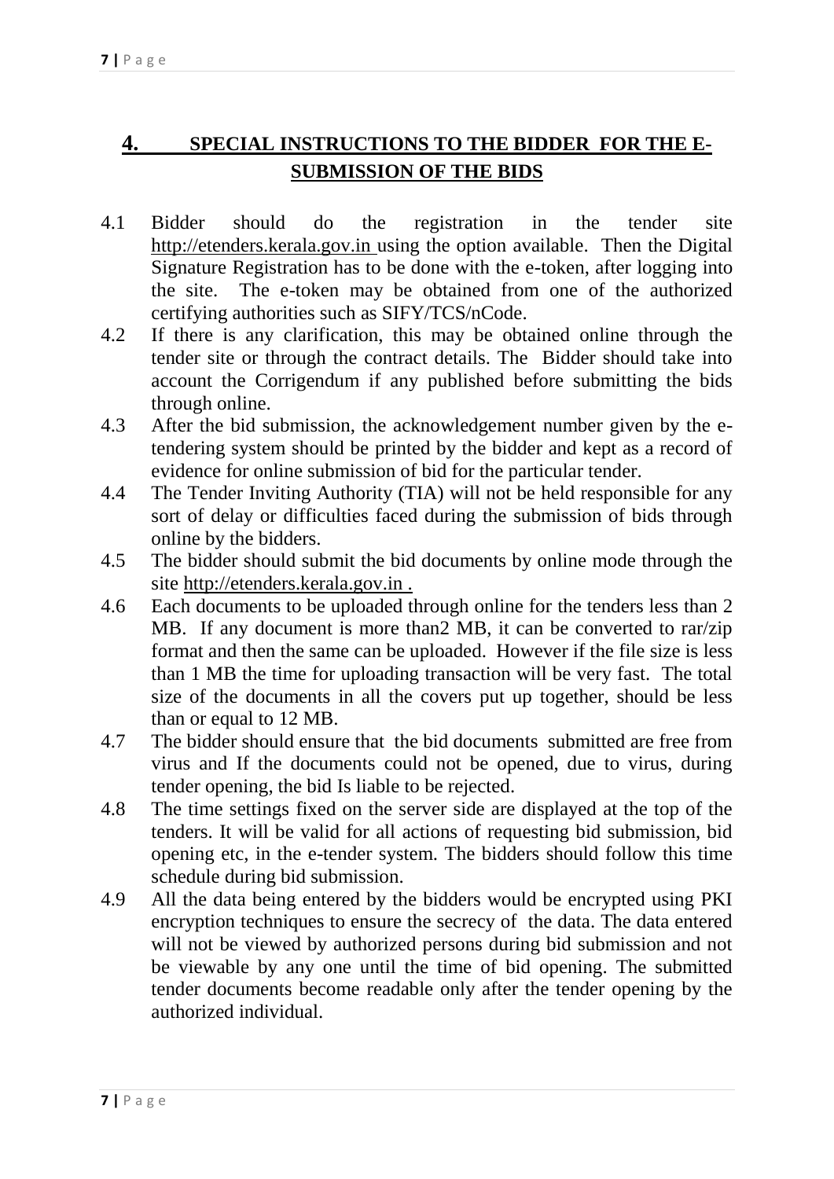## 4. SPECIAL INSTRUCTIONS TO THE BIDDER FOR THE E-SUBMISSION OF THE BIDS

4.1 Bidder should do the registration in the tender site http://etenders.kerala.gov.in using the option available. Then the Digital Signature Registration has to be done with the e-token, after logging into the site. The e-token may be obtained from one of the authorized certifying authorities such as SIFY/TCS/nCode.

4.2 If there is any clarification, this may be obtained online through the tender site or through the contract details. The Bidder should take into account the Corrigendum if any published before submitting the bids through online.

4.3 After the bid submission, the acknowledgement number given by the e-tendering system should be printed by the bidder and kept as a record of evidence for online submission of bid for the particular tender.

4.4 The Tender Inviting Authority (TIA) will not be held responsible for any sort of delay or difficulties faced during the submission of bids through online by the bidders.

4.5 The bidder should submit the bid documents by online mode through the site http://etenders.kerala.gov.in .

4.6 Each documents to be uploaded through online for the tenders less than 2 MB. If any document is more than2 MB, it can be converted to rar/zip format and then the same can be uploaded. However if the file size is less than 1 MB the time for uploading transaction will be very fast. The total size of the documents in all the covers put up together, should be less than or equal to 12 MB.

4.7 The bidder should ensure that the bid documents submitted are free from virus and If the documents could not be opened, due to virus, during tender opening, the bid Is liable to be rejected.

4.8 The time settings fixed on the server side are displayed at the top of the tenders. It will be valid for all actions of requesting bid submission, bid opening etc, in the e-tender system. The bidders should follow this time schedule during bid submission.

4.9 All the data being entered by the bidders would be encrypted using PKI encryption techniques to ensure the secrecy of the data. The data entered will not be viewed by authorized persons during bid submission and not be viewable by any one until the time of bid opening. The submitted tender documents become readable only after the tender opening by the authorized individual.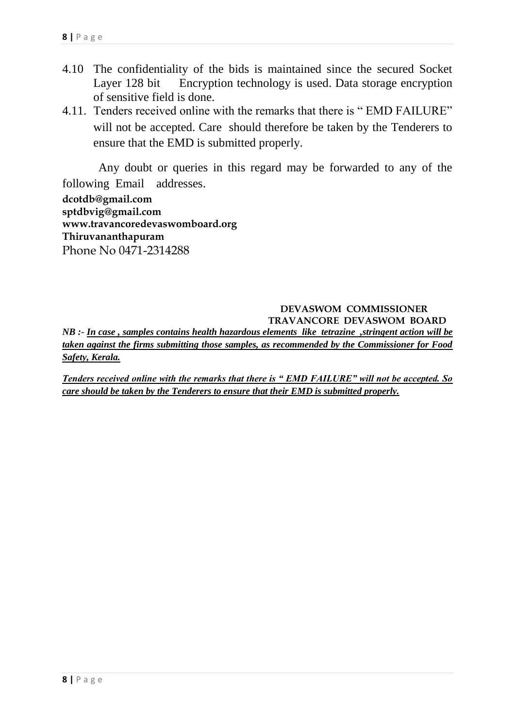4.10 The confidentiality of the bids is maintained since the secured Socket Layer 128 bit Encryption technology is used. Data storage encryption of sensitive field is done.

4.11. Tenders received online with the remarks that there is " EMD FAILURE" will not be accepted. Care should therefore be taken by the Tenderers to ensure that the EMD is submitted properly.

Any doubt or queries in this regard may be forwarded to any of the following Email addresses.

**dcotdb@gmail.com**
**sptdbvig@gmail.com**
**www.travancoredevaswomboard.org**
**Thiruvananthapuram**
Phone No 0471-2314288

**DEVASWOM COMMISSIONER**
**TRAVANCORE DEVASWOM BOARD**

***NB :- <u>In case , samples contains health hazardous elements like tetrazine ,stringent action will be taken against the firms submitting those samples, as recommended by the Commissioner for Food Safety, Kerala.</u>***

***<u>Tenders received online with the remarks that there is " EMD FAILURE" will not be accepted. So care should be taken by the Tenderers to ensure that their EMD is submitted properly.</u>***